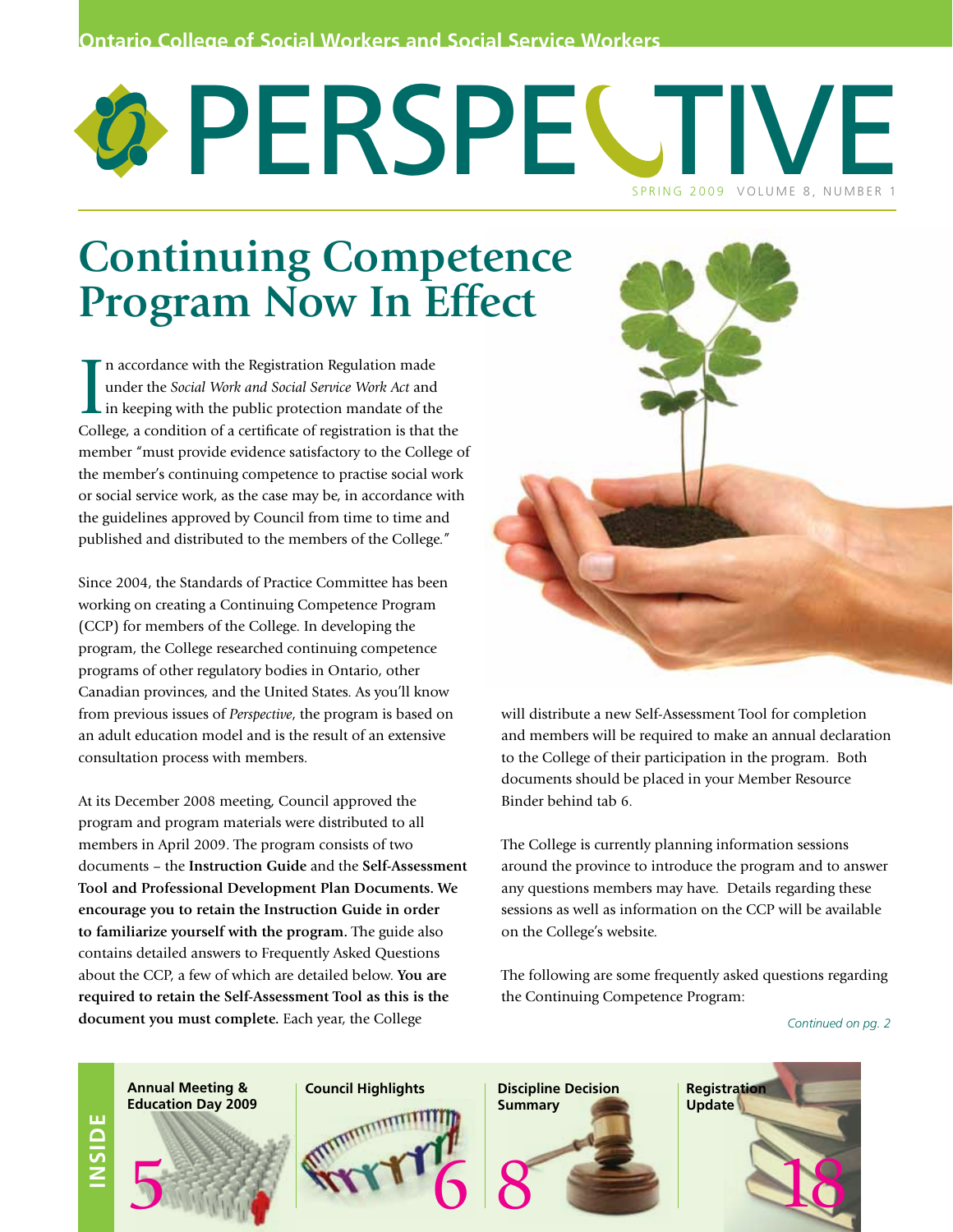Ontario College of Social Workers and Social Service Workers

# PERSPECTIVE

SPRING 2009 VOLUME 8, NUMBER 1

## Continuing Competence Program Now In Effect

In accordance with the Registration Regulation made under the *Social Work and Social Service Work Act* and in keeping with the public protection mandate of the College, a condition of a certificate of registration is that the member "must provide evidence satisfactory to the College of the member's continuing competence to practise social work or social service work, as the case may be, in accordance with the guidelines approved by Council from time to time and published and distributed to the members of the College."

Since 2004, the Standards of Practice Committee has been working on creating a Continuing Competence Program (CCP) for members of the College. In developing the program, the College researched continuing competence programs of other regulatory bodies in Ontario, other Canadian provinces, and the United States. As you'll know from previous issues of *Perspective*, the program is based on an adult education model and is the result of an extensive consultation process with members.

At its December 2008 meeting, Council approved the program and program materials were distributed to all members in April 2009. The program consists of two documents – the **Instruction Guide** and the **Self-Assessment Tool and Professional Development Plan Documents. We encourage you to retain the Instruction Guide in order to familiarize yourself with the program.** The guide also contains detailed answers to Frequently Asked Questions about the CCP, a few of which are detailed below. **You are required to retain the Self-Assessment Tool as this is the document you must complete.** Each year, the College will distribute a new Self-Assessment Tool for completion and members will be required to make an annual declaration to the College of their participation in the program. Both documents should be placed in your Member Resource Binder behind tab 6.

The College is currently planning information sessions around the province to introduce the program and to answer any questions members may have. Details regarding these sessions as well as information on the CCP will be available on the College's website.

The following are some frequently asked questions regarding the Continuing Competence Program:

*Continued on pg. 2*

**INSIDE**

- **Annual Meeting & Education Day 2009** 5
- **Council Highlights** 6
- **Discipline Decision Summary** 8
- **Registration Update** 18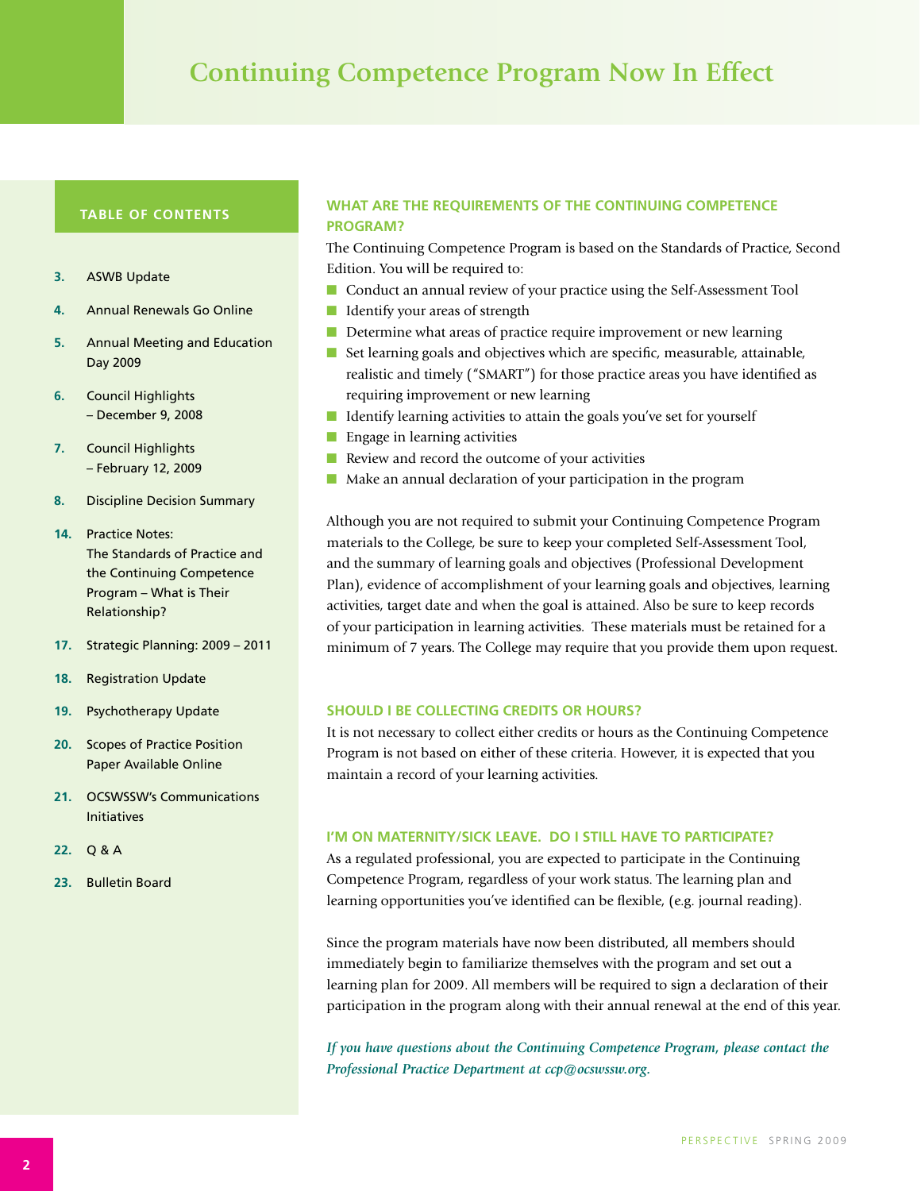# Continuing Competence Program Now In Effect

## TABLE OF CONTENTS

- **3.** ASWB Update
- **4.** Annual Renewals Go Online
- **5.** Annual Meeting and Education Day 2009
- **6.** Council Highlights – December 9, 2008
- **7.** Council Highlights – February 12, 2009
- **8.** Discipline Decision Summary
- **14.** Practice Notes: The Standards of Practice and the Continuing Competence Program – What is Their Relationship?
- **17.** Strategic Planning: 2009 – 2011
- **18.** Registration Update
- **19.** Psychotherapy Update
- **20.** Scopes of Practice Position Paper Available Online
- **21.** OCSWSSW's Communications Initiatives
- **22.** Q & A
- **23.** Bulletin Board

### WHAT ARE THE REQUIREMENTS OF THE CONTINUING COMPETENCE PROGRAM?

The Continuing Competence Program is based on the Standards of Practice, Second Edition. You will be required to:

- Conduct an annual review of your practice using the Self-Assessment Tool
- Identify your areas of strength
- Determine what areas of practice require improvement or new learning
- Set learning goals and objectives which are specific, measurable, attainable, realistic and timely ("SMART") for those practice areas you have identified as requiring improvement or new learning
- Identify learning activities to attain the goals you've set for yourself
- Engage in learning activities
- Review and record the outcome of your activities
- Make an annual declaration of your participation in the program

Although you are not required to submit your Continuing Competence Program materials to the College, be sure to keep your completed Self-Assessment Tool, and the summary of learning goals and objectives (Professional Development Plan), evidence of accomplishment of your learning goals and objectives, learning activities, target date and when the goal is attained. Also be sure to keep records of your participation in learning activities. These materials must be retained for a minimum of 7 years. The College may require that you provide them upon request.

### SHOULD I BE COLLECTING CREDITS OR HOURS?

It is not necessary to collect either credits or hours as the Continuing Competence Program is not based on either of these criteria. However, it is expected that you maintain a record of your learning activities.

### I'M ON MATERNITY/SICK LEAVE. DO I STILL HAVE TO PARTICIPATE?

As a regulated professional, you are expected to participate in the Continuing Competence Program, regardless of your work status. The learning plan and learning opportunities you've identified can be flexible, (e.g. journal reading).

Since the program materials have now been distributed, all members should immediately begin to familiarize themselves with the program and set out a learning plan for 2009. All members will be required to sign a declaration of their participation in the program along with their annual renewal at the end of this year.

*If you have questions about the Continuing Competence Program, please contact the Professional Practice Department at ccp@ocswssw.org.*